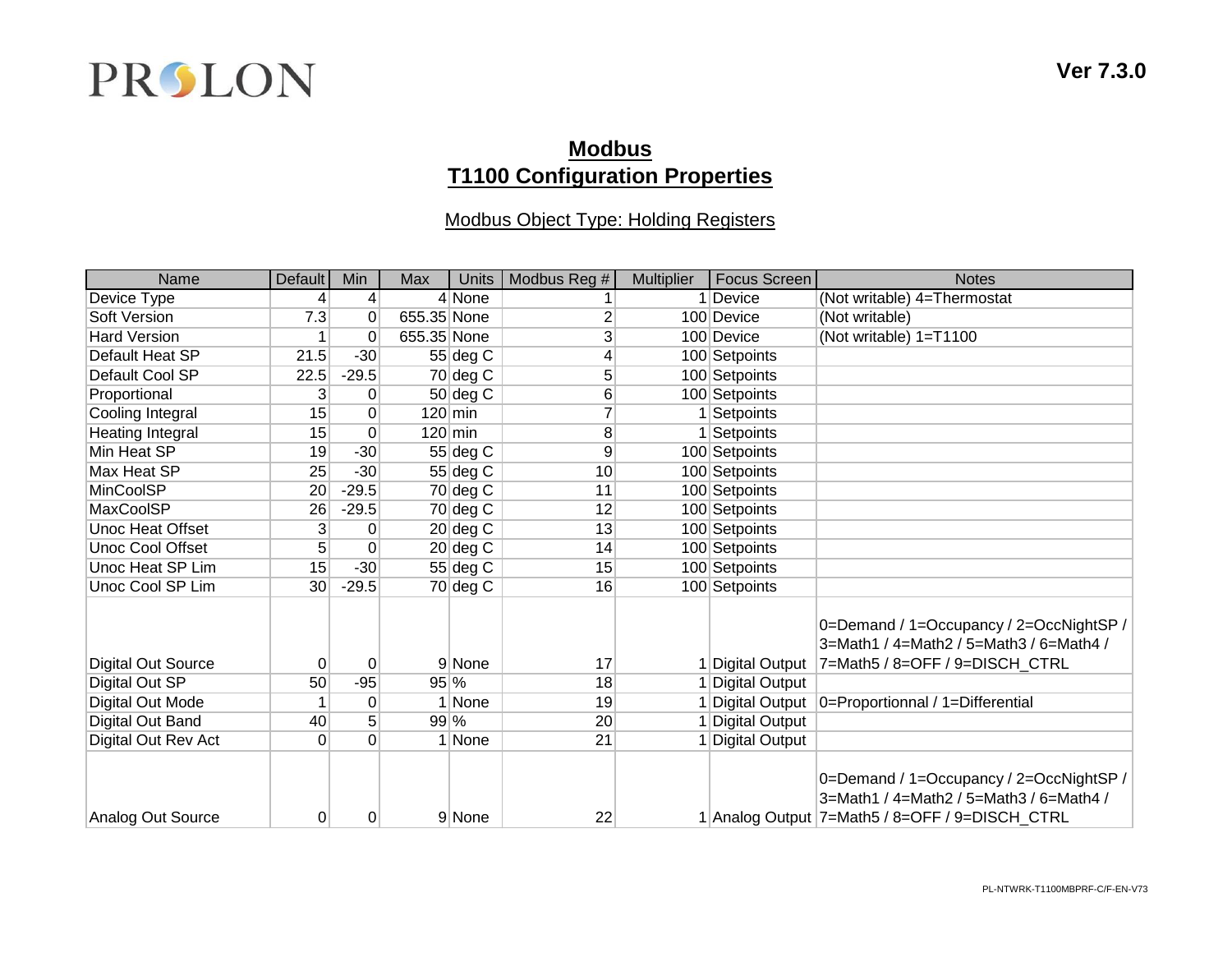PROLON

**Ver 7.3.0**

# Modbus
# T1100 Configuration Properties

## Modbus Object Type: Holding Registers

| Name | Default | Min | Max | Units | Modbus Reg # | Multiplier | Focus Screen | Notes |
|---|---|---|---|---|---|---|---|---|
| Device Type | 4 | 4 | 4 | None | 1 | 1 | Device | (Not writable) 4=Thermostat |
| Soft Version | 7.3 | 0 | 655.35 | None | 2 | 100 | Device | (Not writable) |
| Hard Version | 1 | 0 | 655.35 | None | 3 | 100 | Device | (Not writable) 1=T1100 |
| Default Heat SP | 21.5 | -30 | 55 | deg C | 4 | 100 | Setpoints | |
| Default Cool SP | 22.5 | -29.5 | 70 | deg C | 5 | 100 | Setpoints | |
| Proportional | 3 | 0 | 50 | deg C | 6 | 100 | Setpoints | |
| Cooling Integral | 15 | 0 | 120 | min | 7 | 1 | Setpoints | |
| Heating Integral | 15 | 0 | 120 | min | 8 | 1 | Setpoints | |
| Min Heat SP | 19 | -30 | 55 | deg C | 9 | 100 | Setpoints | |
| Max Heat SP | 25 | -30 | 55 | deg C | 10 | 100 | Setpoints | |
| MinCoolSP | 20 | -29.5 | 70 | deg C | 11 | 100 | Setpoints | |
| MaxCoolSP | 26 | -29.5 | 70 | deg C | 12 | 100 | Setpoints | |
| Unoc Heat Offset | 3 | 0 | 20 | deg C | 13 | 100 | Setpoints | |
| Unoc Cool Offset | 5 | 0 | 20 | deg C | 14 | 100 | Setpoints | |
| Unoc Heat SP Lim | 15 | -30 | 55 | deg C | 15 | 100 | Setpoints | |
| Unoc Cool SP Lim | 30 | -29.5 | 70 | deg C | 16 | 100 | Setpoints | |
| Digital Out Source | 0 | 0 | 9 | None | 17 | 1 | Digital Output | 0=Demand / 1=Occupancy / 2=OccNightSP / 3=Math1 / 4=Math2 / 5=Math3 / 6=Math4 / 7=Math5 / 8=OFF / 9=DISCH_CTRL |
| Digital Out SP | 50 | -95 | 95 | % | 18 | 1 | Digital Output | |
| Digital Out Mode | 1 | 0 | 1 | None | 19 | 1 | Digital Output | 0=Proportionnal / 1=Differential |
| Digital Out Band | 40 | 5 | 99 | % | 20 | 1 | Digital Output | |
| Digital Out Rev Act | 0 | 0 | 1 | None | 21 | 1 | Digital Output | |
| Analog Out Source | 0 | 0 | 9 | None | 22 | 1 | Analog Output | 0=Demand / 1=Occupancy / 2=OccNightSP / 3=Math1 / 4=Math2 / 5=Math3 / 6=Math4 / 7=Math5 / 8=OFF / 9=DISCH_CTRL |

PL-NTWRK-T1100MBPRF-C/F-EN-V73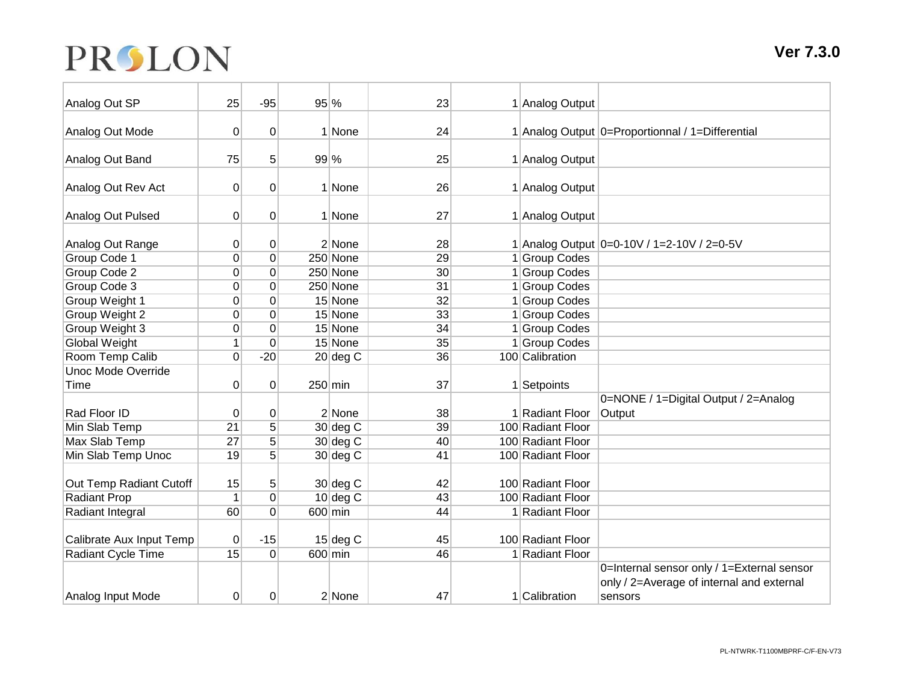| | | | | | | | |
|---|---|---|---|---|---|---|---|
| Analog Out SP | 25 | -95 | 95 | % | 23 | 1 | Analog Output | |
| Analog Out Mode | 0 | 0 | 1 | None | 24 | 1 | Analog Output | 0=Proportionnal / 1=Differential |
| Analog Out Band | 75 | 5 | 99 | % | 25 | 1 | Analog Output | |
| Analog Out Rev Act | 0 | 0 | 1 | None | 26 | 1 | Analog Output | |
| Analog Out Pulsed | 0 | 0 | 1 | None | 27 | 1 | Analog Output | |
| Analog Out Range | 0 | 0 | 2 | None | 28 | 1 | Analog Output | 0=0-10V / 1=2-10V / 2=0-5V |
| Group Code 1 | 0 | 0 | 250 | None | 29 | 1 | Group Codes | |
| Group Code 2 | 0 | 0 | 250 | None | 30 | 1 | Group Codes | |
| Group Code 3 | 0 | 0 | 250 | None | 31 | 1 | Group Codes | |
| Group Weight 1 | 0 | 0 | 15 | None | 32 | 1 | Group Codes | |
| Group Weight 2 | 0 | 0 | 15 | None | 33 | 1 | Group Codes | |
| Group Weight 3 | 0 | 0 | 15 | None | 34 | 1 | Group Codes | |
| Global Weight | 1 | 0 | 15 | None | 35 | 1 | Group Codes | |
| Room Temp Calib | 0 | -20 | 20 | deg C | 36 | 100 | Calibration | |
| Unoc Mode Override Time | 0 | 0 | 250 | min | 37 | 1 | Setpoints | |
| Rad Floor ID | 0 | 0 | 2 | None | 38 | 1 | Radiant Floor | 0=NONE / 1=Digital Output / 2=Analog Output |
| Min Slab Temp | 21 | 5 | 30 | deg C | 39 | 100 | Radiant Floor | |
| Max Slab Temp | 27 | 5 | 30 | deg C | 40 | 100 | Radiant Floor | |
| Min Slab Temp Unoc | 19 | 5 | 30 | deg C | 41 | 100 | Radiant Floor | |
| Out Temp Radiant Cutoff | 15 | 5 | 30 | deg C | 42 | 100 | Radiant Floor | |
| Radiant Prop | 1 | 0 | 10 | deg C | 43 | 100 | Radiant Floor | |
| Radiant Integral | 60 | 0 | 600 | min | 44 | 1 | Radiant Floor | |
| Calibrate Aux Input Temp | 0 | -15 | 15 | deg C | 45 | 100 | Radiant Floor | |
| Radiant Cycle Time | 15 | 0 | 600 | min | 46 | 1 | Radiant Floor | |
| Analog Input Mode | 0 | 0 | 2 | None | 47 | 1 | Calibration | 0=Internal sensor only / 1=External sensor only / 2=Average of internal and external sensors |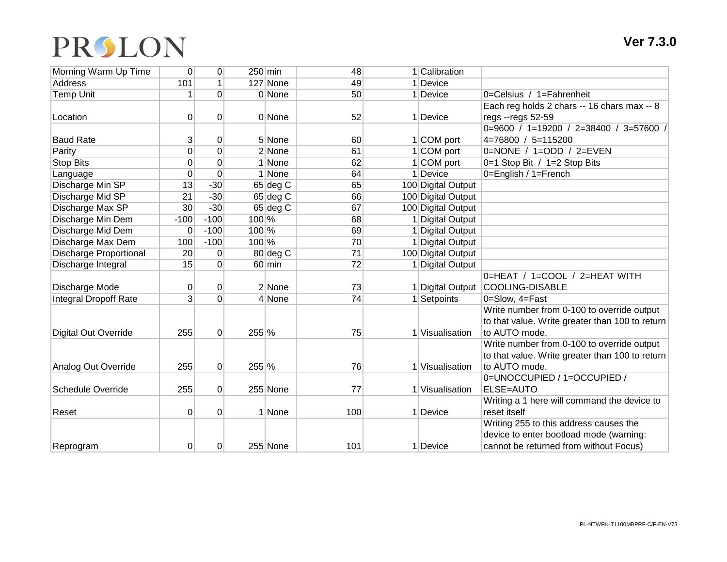| | | | | | | | | |
|---|---|---|---|---|---|---|---|---|
| Morning Warm Up Time | 0 | 0 | 250 | min | 48 | 1 | Calibration | |
| Address | 101 | 1 | 127 | None | 49 | 1 | Device | |
| Temp Unit | 1 | 0 | 0 | None | 50 | 1 | Device | 0=Celsius / 1=Fahrenheit |
| Location | 0 | 0 | 0 | None | 52 | 1 | Device | Each reg holds 2 chars -- 16 chars max -- 8 regs --regs 52-59 |
| Baud Rate | 3 | 0 | 5 | None | 60 | 1 | COM port | 0=9600 / 1=19200 / 2=38400 / 3=57600 / 4=76800 / 5=115200 |
| Parity | 0 | 0 | 2 | None | 61 | 1 | COM port | 0=NONE / 1=ODD / 2=EVEN |
| Stop Bits | 0 | 0 | 1 | None | 62 | 1 | COM port | 0=1 Stop Bit / 1=2 Stop Bits |
| Language | 0 | 0 | 1 | None | 64 | 1 | Device | 0=English / 1=French |
| Discharge Min SP | 13 | -30 | 65 | deg C | 65 | 100 | Digital Output | |
| Discharge Mid SP | 21 | -30 | 65 | deg C | 66 | 100 | Digital Output | |
| Discharge Max SP | 30 | -30 | 65 | deg C | 67 | 100 | Digital Output | |
| Discharge Min Dem | -100 | -100 | 100 | % | 68 | 1 | Digital Output | |
| Discharge Mid Dem | 0 | -100 | 100 | % | 69 | 1 | Digital Output | |
| Discharge Max Dem | 100 | -100 | 100 | % | 70 | 1 | Digital Output | |
| Discharge Proportional | 20 | 0 | 80 | deg C | 71 | 100 | Digital Output | |
| Discharge Integral | 15 | 0 | 60 | min | 72 | 1 | Digital Output | |
| Discharge Mode | 0 | 0 | 2 | None | 73 | 1 | Digital Output | 0=HEAT / 1=COOL / 2=HEAT WITH COOLING-DISABLE |
| Integral Dropoff Rate | 3 | 0 | 4 | None | 74 | 1 | Setpoints | 0=Slow, 4=Fast |
| Digital Out Override | 255 | 0 | 255 | % | 75 | 1 | Visualisation | Write number from 0-100 to override output to that value. Write greater than 100 to return to AUTO mode. |
| Analog Out Override | 255 | 0 | 255 | % | 76 | 1 | Visualisation | Write number from 0-100 to override output to that value. Write greater than 100 to return to AUTO mode. |
| Schedule Override | 255 | 0 | 255 | None | 77 | 1 | Visualisation | 0=UNOCCUPIED / 1=OCCUPIED / ELSE=AUTO |
| Reset | 0 | 0 | 1 | None | 100 | 1 | Device | Writing a 1 here will command the device to reset itself |
| Reprogram | 0 | 0 | 255 | None | 101 | 1 | Device | Writing 255 to this address causes the device to enter bootload mode (warning: cannot be returned from without Focus) |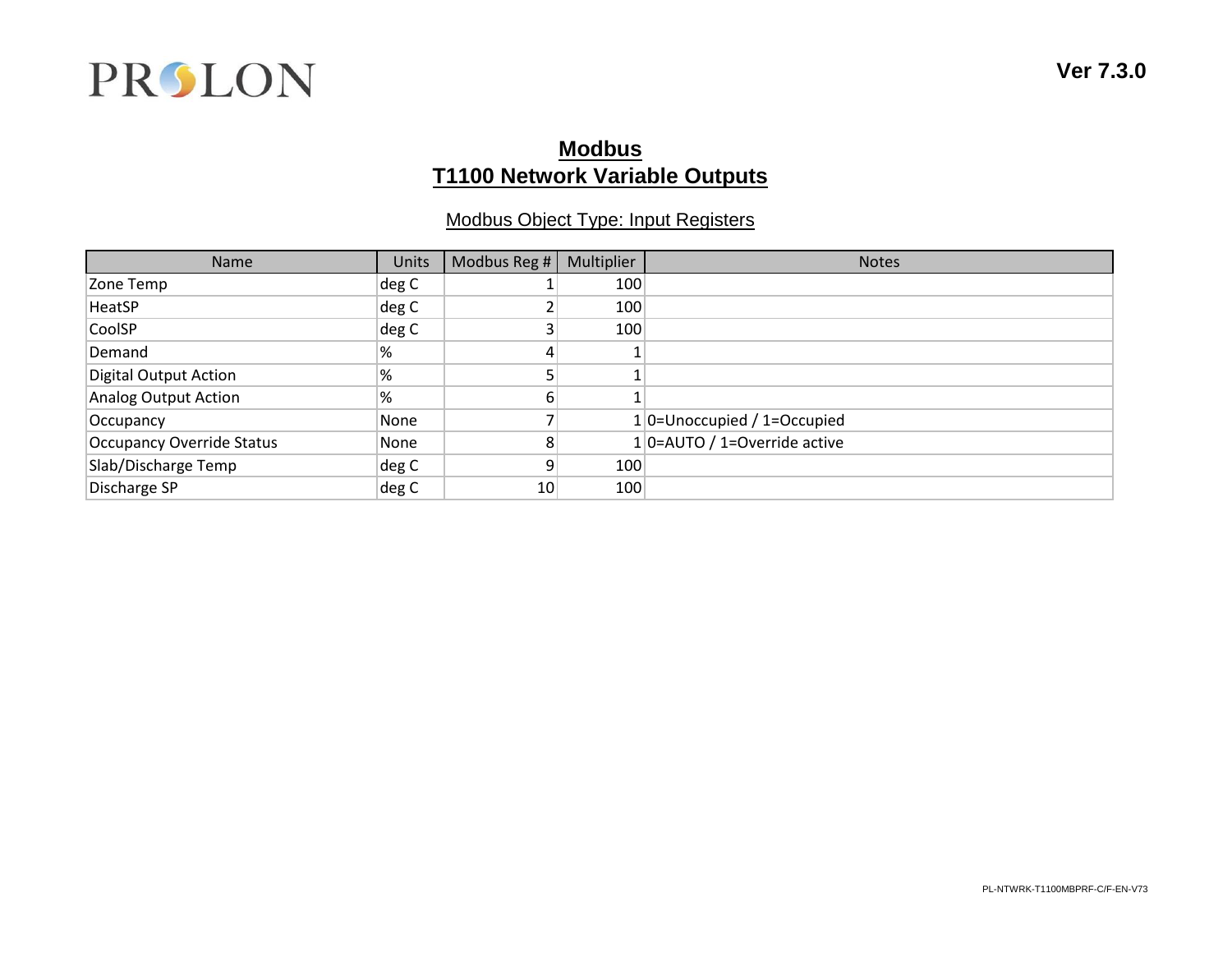# Modbus
# T1100 Network Variable Outputs

## Modbus Object Type: Input Registers

| Name | Units | Modbus Reg # | Multiplier | Notes |
|---|---|---|---|---|
| Zone Temp | deg C | 1 | 100 | |
| HeatSP | deg C | 2 | 100 | |
| CoolSP | deg C | 3 | 100 | |
| Demand | % | 4 | 1 | |
| Digital Output Action | % | 5 | 1 | |
| Analog Output Action | % | 6 | 1 | |
| Occupancy | None | 7 | 1 | 0=Unoccupied / 1=Occupied |
| Occupancy Override Status | None | 8 | 1 | 0=AUTO / 1=Override active |
| Slab/Discharge Temp | deg C | 9 | 100 | |
| Discharge SP | deg C | 10 | 100 | |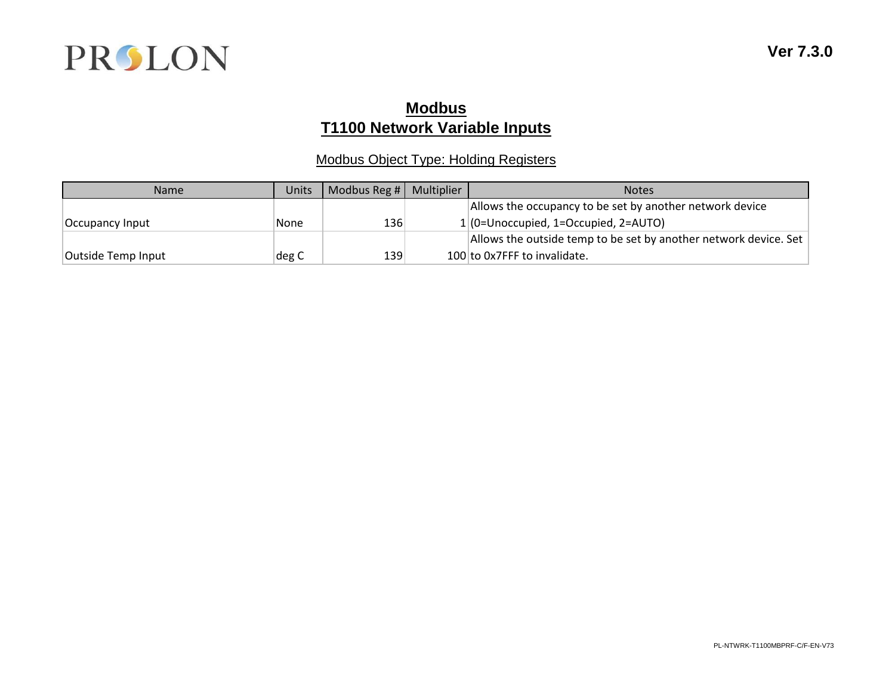# Modbus
# T1100 Network Variable Inputs

Modbus Object Type: Holding Registers

| Name | Units | Modbus Reg # | Multiplier | Notes |
|---|---|---|---|---|
| Occupancy Input | None | 136 | 1 | Allows the occupancy to be set by another network device (0=Unoccupied, 1=Occupied, 2=AUTO) |
| Outside Temp Input | deg C | 139 | 100 | Allows the outside temp to be set by another network device. Set to 0x7FFF to invalidate. |

PL-NTWRK-T1100MBPRF-C/F-EN-V73